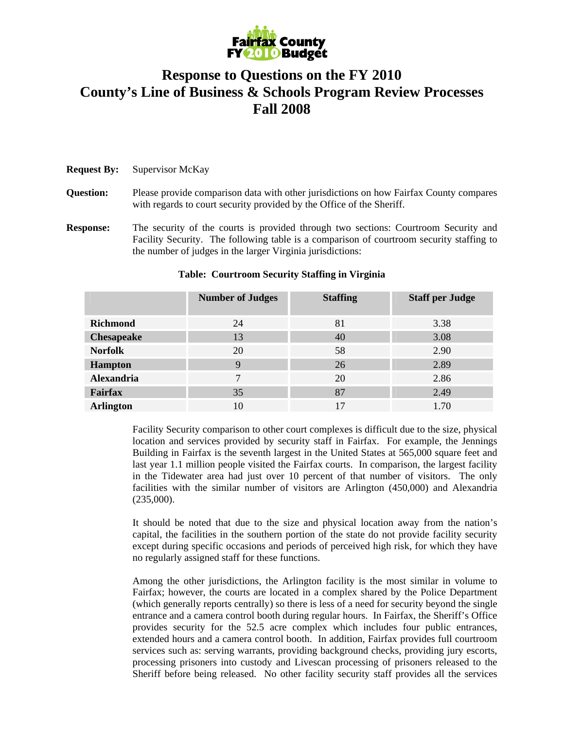Fairfax County FY 2010 Budget

# Response to Questions on the FY 2010 County's Line of Business & Schools Program Review Processes Fall 2008

**Request By:** Supervisor McKay

**Question:** Please provide comparison data with other jurisdictions on how Fairfax County compares with regards to court security provided by the Office of the Sheriff.

**Response:** The security of the courts is provided through two sections: Courtroom Security and Facility Security. The following table is a comparison of courtroom security staffing to the number of judges in the larger Virginia jurisdictions:

**Table: Courtroom Security Staffing in Virginia**

| | Number of Judges | Staffing | Staff per Judge |
|---|---|---|---|
| **Richmond** | 24 | 81 | 3.38 |
| **Chesapeake** | 13 | 40 | 3.08 |
| **Norfolk** | 20 | 58 | 2.90 |
| **Hampton** | 9 | 26 | 2.89 |
| **Alexandria** | 7 | 20 | 2.86 |
| **Fairfax** | 35 | 87 | 2.49 |
| **Arlington** | 10 | 17 | 1.70 |

Facility Security comparison to other court complexes is difficult due to the size, physical location and services provided by security staff in Fairfax. For example, the Jennings Building in Fairfax is the seventh largest in the United States at 565,000 square feet and last year 1.1 million people visited the Fairfax courts. In comparison, the largest facility in the Tidewater area had just over 10 percent of that number of visitors. The only facilities with the similar number of visitors are Arlington (450,000) and Alexandria (235,000).

It should be noted that due to the size and physical location away from the nation's capital, the facilities in the southern portion of the state do not provide facility security except during specific occasions and periods of perceived high risk, for which they have no regularly assigned staff for these functions.

Among the other jurisdictions, the Arlington facility is the most similar in volume to Fairfax; however, the courts are located in a complex shared by the Police Department (which generally reports centrally) so there is less of a need for security beyond the single entrance and a camera control booth during regular hours. In Fairfax, the Sheriff's Office provides security for the 52.5 acre complex which includes four public entrances, extended hours and a camera control booth. In addition, Fairfax provides full courtroom services such as: serving warrants, providing background checks, providing jury escorts, processing prisoners into custody and Livescan processing of prisoners released to the Sheriff before being released. No other facility security staff provides all the services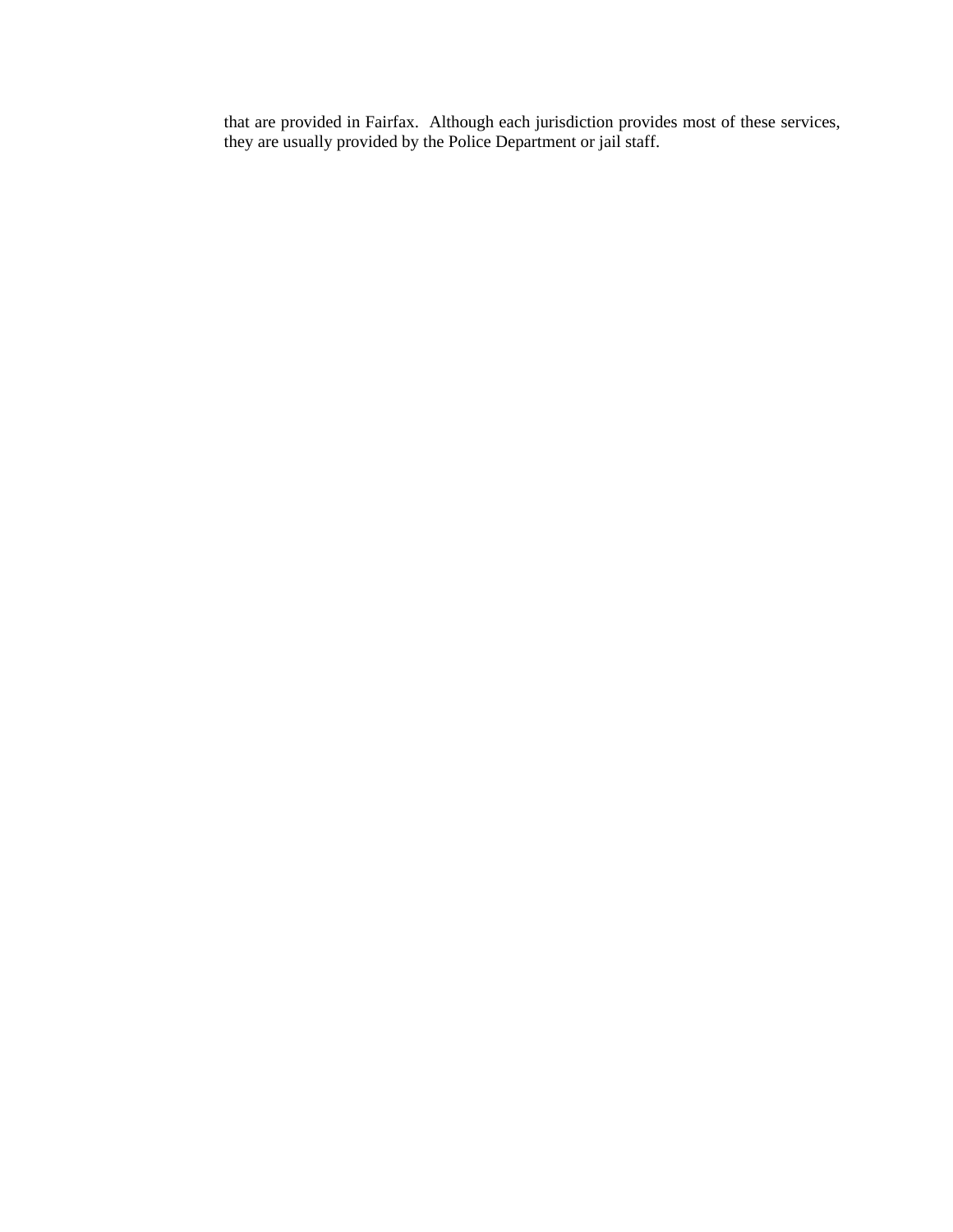that are provided in Fairfax. Although each jurisdiction provides most of these services, they are usually provided by the Police Department or jail staff.